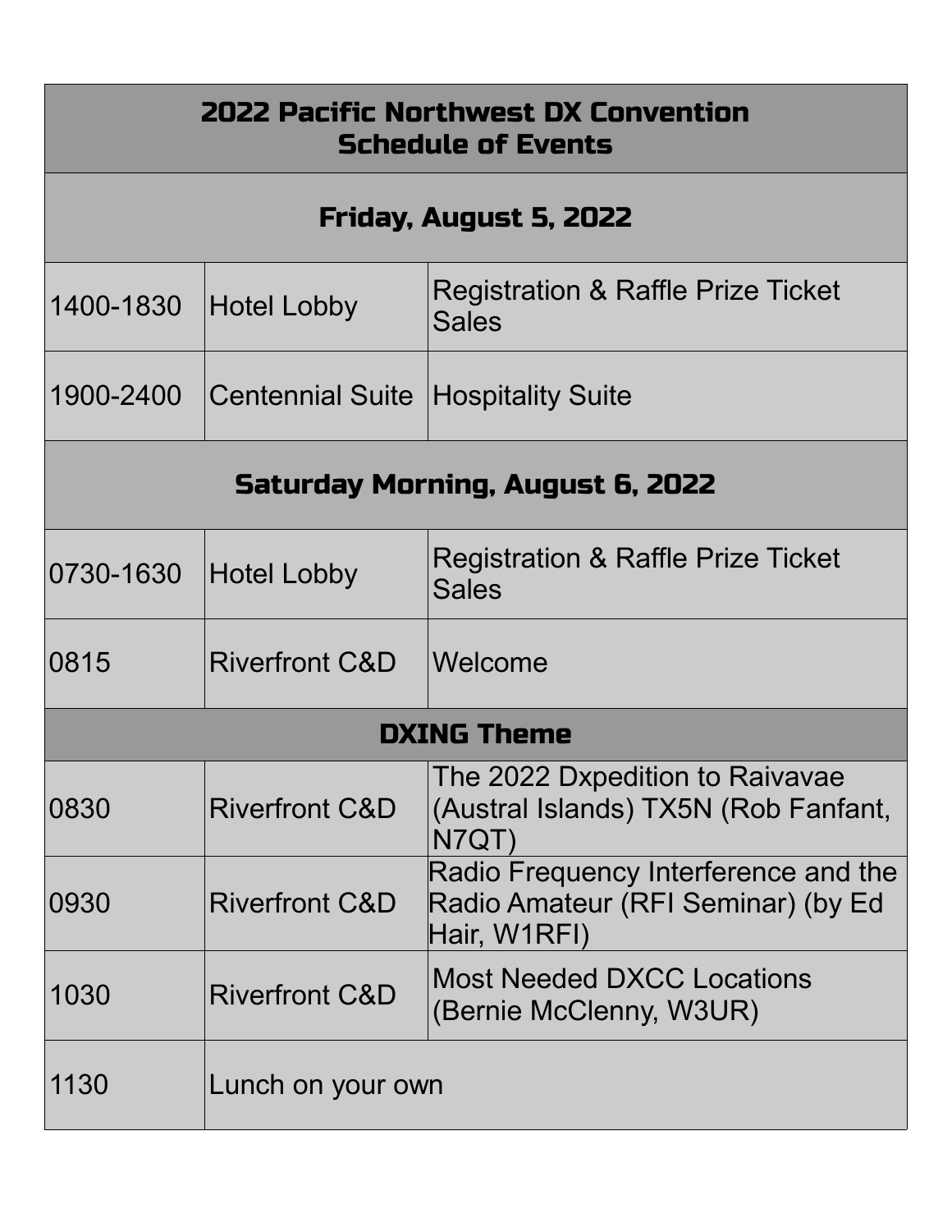# 2022 Pacific Northwest DX Convention
# Schedule of Events

## Friday, August 5, 2022

| | | |
|---|---|---|
| 1400-1830 | Hotel Lobby | Registration & Raffle Prize Ticket Sales |
| 1900-2400 | Centennial Suite | Hospitality Suite |

## Saturday Morning, August 6, 2022

| | | |
|---|---|---|
| 0730-1630 | Hotel Lobby | Registration & Raffle Prize Ticket Sales |
| 0815 | Riverfront C&D | Welcome |

### DXING Theme

| | | |
|---|---|---|
| 0830 | Riverfront C&D | The 2022 Dxpedition to Raivavae (Austral Islands) TX5N (Rob Fanfant, N7QT) |
| 0930 | Riverfront C&D | Radio Frequency Interference and the Radio Amateur (RFI Seminar) (by Ed Hair, W1RFI) |
| 1030 | Riverfront C&D | Most Needed DXCC Locations (Bernie McClenny, W3UR) |
| 1130 | Lunch on your own | |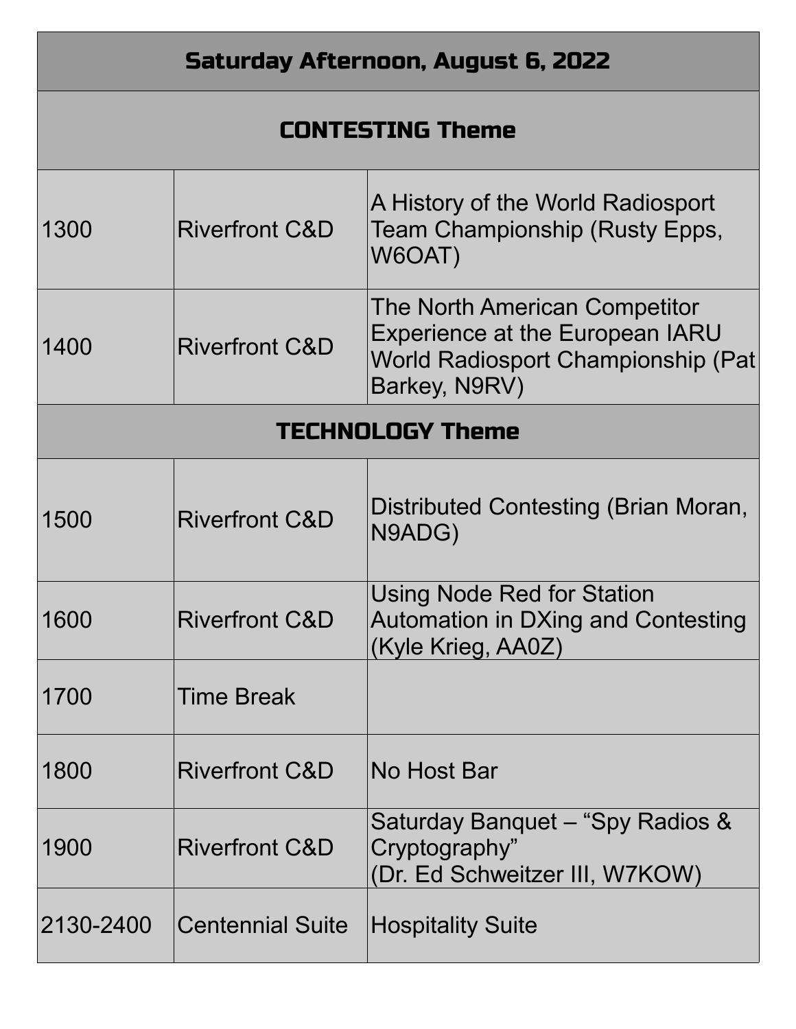| Saturday Afternoon, August 6, 2022 | | |
|---|---|---|
| **CONTESTING Theme** | | |
| 1300 | Riverfront C&D | A History of the World Radiosport Team Championship (Rusty Epps, W6OAT) |
| 1400 | Riverfront C&D | The North American Competitor Experience at the European IARU World Radiosport Championship (Pat Barkey, N9RV) |
| **TECHNOLOGY Theme** | | |
| 1500 | Riverfront C&D | Distributed Contesting (Brian Moran, N9ADG) |
| 1600 | Riverfront C&D | Using Node Red for Station Automation in DXing and Contesting (Kyle Krieg, AA0Z) |
| 1700 | Time Break | |
| 1800 | Riverfront C&D | No Host Bar |
| 1900 | Riverfront C&D | Saturday Banquet – "Spy Radios & Cryptography" (Dr. Ed Schweitzer III, W7KOW) |
| 2130-2400 | Centennial Suite | Hospitality Suite |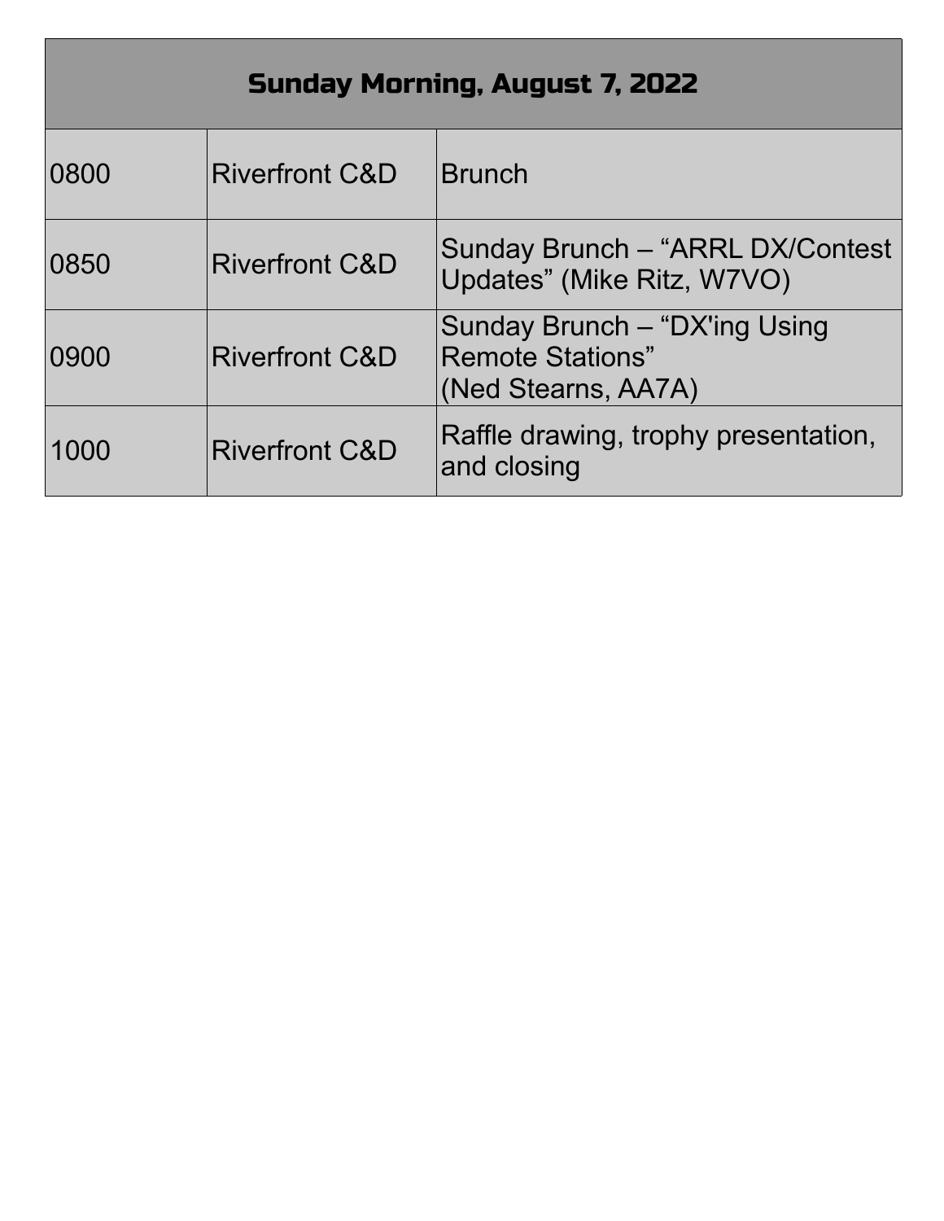| Sunday Morning, August 7, 2022 | | |
|---|---|---|
| 0800 | Riverfront C&D | Brunch |
| 0850 | Riverfront C&D | Sunday Brunch – “ARRL DX/Contest Updates” (Mike Ritz, W7VO) |
| 0900 | Riverfront C&D | Sunday Brunch – “DX'ing Using Remote Stations” (Ned Stearns, AA7A) |
| 1000 | Riverfront C&D | Raffle drawing, trophy presentation, and closing |